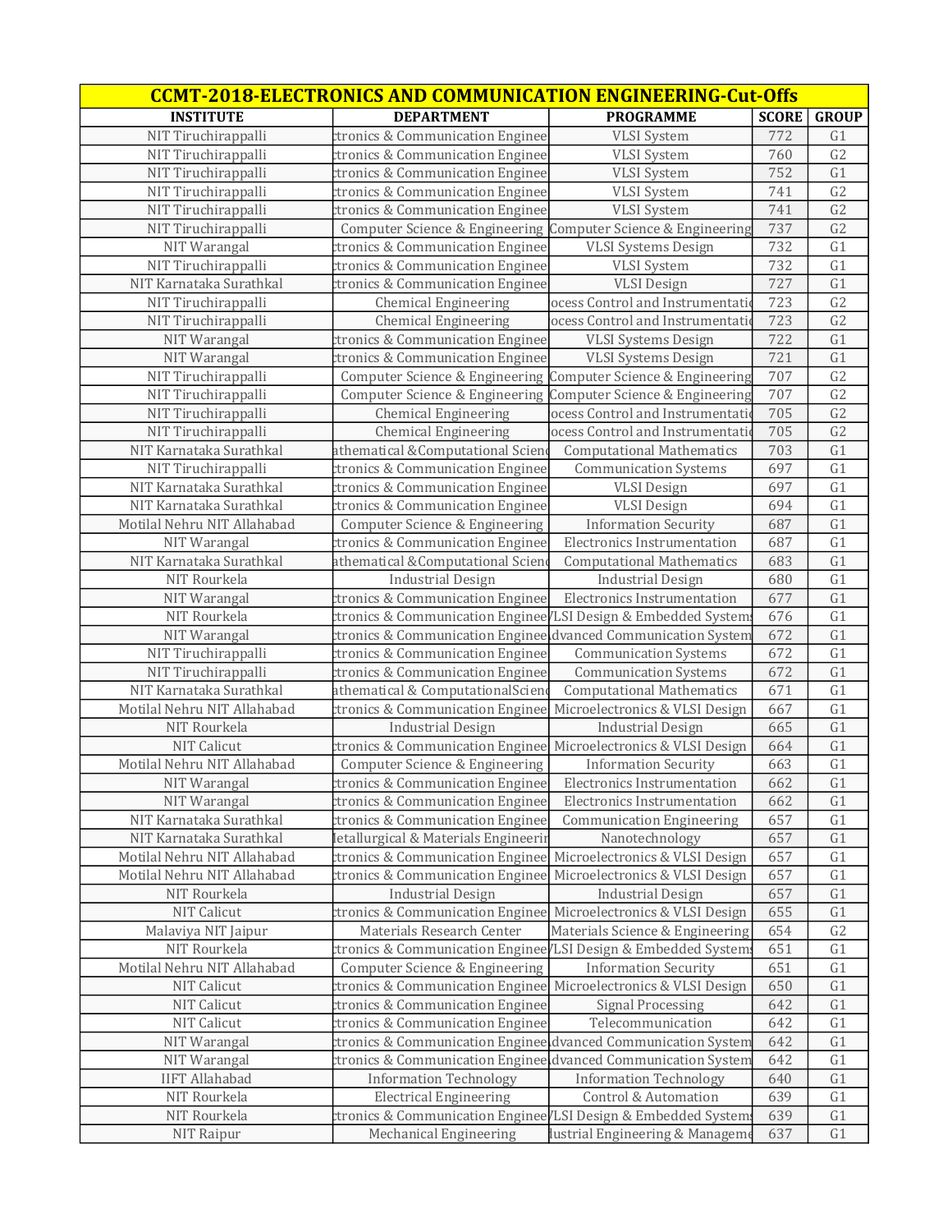| CCMT-2018-ELECTRONICS AND COMMUNICATION ENGINEERING-Cut-Offs | | | | |
|---|---|---|---|---|
| **INSTITUTE** | **DEPARTMENT** | **PROGRAMME** | **SCORE** | **GROUP** |
| NIT Tiruchirappalli | ctronics & Communication Enginee | VLSI System | 772 | G1 |
| NIT Tiruchirappalli | ctronics & Communication Enginee | VLSI System | 760 | G2 |
| NIT Tiruchirappalli | ctronics & Communication Enginee | VLSI System | 752 | G1 |
| NIT Tiruchirappalli | ctronics & Communication Enginee | VLSI System | 741 | G2 |
| NIT Tiruchirappalli | ctronics & Communication Enginee | VLSI System | 741 | G2 |
| NIT Tiruchirappalli | Computer Science & Engineering | Computer Science & Engineering | 737 | G2 |
| NIT Warangal | ctronics & Communication Enginee | VLSI Systems Design | 732 | G1 |
| NIT Tiruchirappalli | ctronics & Communication Enginee | VLSI System | 732 | G1 |
| NIT Karnataka Surathkal | ctronics & Communication Enginee | VLSI Design | 727 | G1 |
| NIT Tiruchirappalli | Chemical Engineering | ocess Control and Instrumentati | 723 | G2 |
| NIT Tiruchirappalli | Chemical Engineering | ocess Control and Instrumentati | 723 | G2 |
| NIT Warangal | ctronics & Communication Enginee | VLSI Systems Design | 722 | G1 |
| NIT Warangal | ctronics & Communication Enginee | VLSI Systems Design | 721 | G1 |
| NIT Tiruchirappalli | Computer Science & Engineering | Computer Science & Engineering | 707 | G2 |
| NIT Tiruchirappalli | Computer Science & Engineering | Computer Science & Engineering | 707 | G2 |
| NIT Tiruchirappalli | Chemical Engineering | ocess Control and Instrumentati | 705 | G2 |
| NIT Tiruchirappalli | Chemical Engineering | ocess Control and Instrumentati | 705 | G2 |
| NIT Karnataka Surathkal | athematical &Computational Scien | Computational Mathematics | 703 | G1 |
| NIT Tiruchirappalli | ctronics & Communication Enginee | Communication Systems | 697 | G1 |
| NIT Karnataka Surathkal | ctronics & Communication Enginee | VLSI Design | 697 | G1 |
| NIT Karnataka Surathkal | ctronics & Communication Enginee | VLSI Design | 694 | G1 |
| Motilal Nehru NIT Allahabad | Computer Science & Engineering | Information Security | 687 | G1 |
| NIT Warangal | ctronics & Communication Enginee | Electronics Instrumentation | 687 | G1 |
| NIT Karnataka Surathkal | athematical &Computational Scien | Computational Mathematics | 683 | G1 |
| NIT Rourkela | Industrial Design | Industrial Design | 680 | G1 |
| NIT Warangal | ctronics & Communication Enginee | Electronics Instrumentation | 677 | G1 |
| NIT Rourkela | ctronics & Communication Enginee | VLSI Design & Embedded System | 676 | G1 |
| NIT Warangal | ctronics & Communication Enginee | dvanced Communication System | 672 | G1 |
| NIT Tiruchirappalli | ctronics & Communication Enginee | Communication Systems | 672 | G1 |
| NIT Tiruchirappalli | ctronics & Communication Enginee | Communication Systems | 672 | G1 |
| NIT Karnataka Surathkal | athematical & ComputationalScien | Computational Mathematics | 671 | G1 |
| Motilal Nehru NIT Allahabad | ctronics & Communication Enginee | Microelectronics & VLSI Design | 667 | G1 |
| NIT Rourkela | Industrial Design | Industrial Design | 665 | G1 |
| NIT Calicut | ctronics & Communication Enginee | Microelectronics & VLSI Design | 664 | G1 |
| Motilal Nehru NIT Allahabad | Computer Science & Engineering | Information Security | 663 | G1 |
| NIT Warangal | ctronics & Communication Enginee | Electronics Instrumentation | 662 | G1 |
| NIT Warangal | ctronics & Communication Enginee | Electronics Instrumentation | 662 | G1 |
| NIT Karnataka Surathkal | ctronics & Communication Enginee | Communication Engineering | 657 | G1 |
| NIT Karnataka Surathkal | letallurgical & Materials Engineerin | Nanotechnology | 657 | G1 |
| Motilal Nehru NIT Allahabad | ctronics & Communication Enginee | Microelectronics & VLSI Design | 657 | G1 |
| Motilal Nehru NIT Allahabad | ctronics & Communication Enginee | Microelectronics & VLSI Design | 657 | G1 |
| NIT Rourkela | Industrial Design | Industrial Design | 657 | G1 |
| NIT Calicut | ctronics & Communication Enginee | Microelectronics & VLSI Design | 655 | G1 |
| Malaviya NIT Jaipur | Materials Research Center | Materials Science & Engineering | 654 | G2 |
| NIT Rourkela | ctronics & Communication Enginee | VLSI Design & Embedded System | 651 | G1 |
| Motilal Nehru NIT Allahabad | Computer Science & Engineering | Information Security | 651 | G1 |
| NIT Calicut | ctronics & Communication Enginee | Microelectronics & VLSI Design | 650 | G1 |
| NIT Calicut | ctronics & Communication Enginee | Signal Processing | 642 | G1 |
| NIT Calicut | ctronics & Communication Enginee | Telecommunication | 642 | G1 |
| NIT Warangal | ctronics & Communication Enginee | dvanced Communication System | 642 | G1 |
| NIT Warangal | ctronics & Communication Enginee | dvanced Communication System | 642 | G1 |
| IIFT Allahabad | Information Technology | Information Technology | 640 | G1 |
| NIT Rourkela | Electrical Engineering | Control & Automation | 639 | G1 |
| NIT Rourkela | ctronics & Communication Enginee | VLSI Design & Embedded System | 639 | G1 |
| NIT Raipur | Mechanical Engineering | lustrial Engineering & Manageme | 637 | G1 |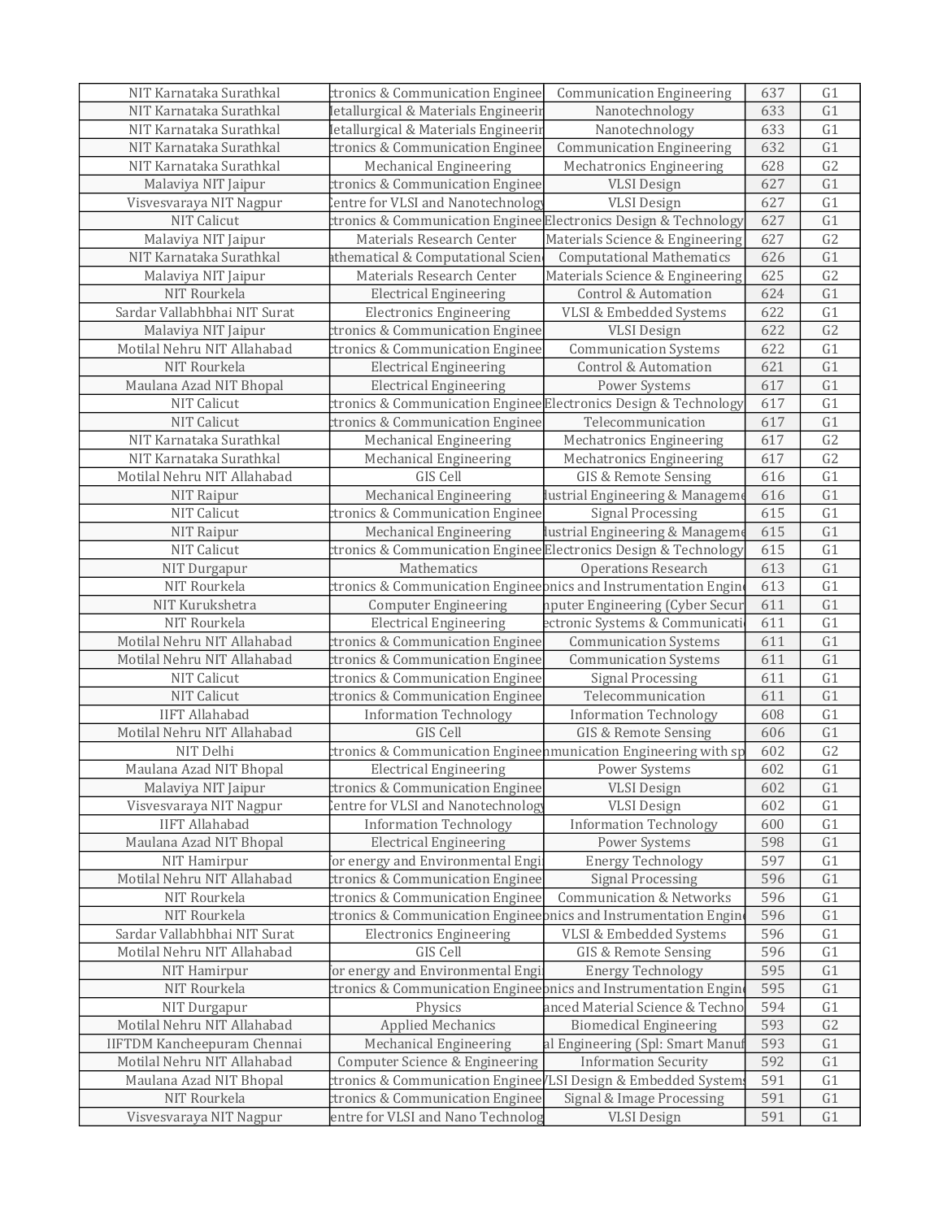| | | | | |
|---|---|---|---|---|
| NIT Karnataka Surathkal | ctronics & Communication Enginee | Communication Engineering | 637 | G1 |
| NIT Karnataka Surathkal | Metallurgical & Materials Engineerin | Nanotechnology | 633 | G1 |
| NIT Karnataka Surathkal | Metallurgical & Materials Engineerin | Nanotechnology | 633 | G1 |
| NIT Karnataka Surathkal | ctronics & Communication Enginee | Communication Engineering | 632 | G1 |
| NIT Karnataka Surathkal | Mechanical Engineering | Mechatronics Engineering | 628 | G2 |
| Malaviya NIT Jaipur | ctronics & Communication Enginee | VLSI Design | 627 | G1 |
| Visvesvaraya NIT Nagpur | Centre for VLSI and Nanotechnology | VLSI Design | 627 | G1 |
| NIT Calicut | ctronics & Communication Enginee | Electronics Design & Technology | 627 | G1 |
| Malaviya NIT Jaipur | Materials Research Center | Materials Science & Engineering | 627 | G2 |
| NIT Karnataka Surathkal | athematical & Computational Scienc | Computational Mathematics | 626 | G1 |
| Malaviya NIT Jaipur | Materials Research Center | Materials Science & Engineering | 625 | G2 |
| NIT Rourkela | Electrical Engineering | Control & Automation | 624 | G1 |
| Sardar Vallabhbhai NIT Surat | Electronics Engineering | VLSI & Embedded Systems | 622 | G1 |
| Malaviya NIT Jaipur | ctronics & Communication Enginee | VLSI Design | 622 | G2 |
| Motilal Nehru NIT Allahabad | ctronics & Communication Enginee | Communication Systems | 622 | G1 |
| NIT Rourkela | Electrical Engineering | Control & Automation | 621 | G1 |
| Maulana Azad NIT Bhopal | Electrical Engineering | Power Systems | 617 | G1 |
| NIT Calicut | ctronics & Communication Enginee | Electronics Design & Technology | 617 | G1 |
| NIT Calicut | ctronics & Communication Enginee | Telecommunication | 617 | G1 |
| NIT Karnataka Surathkal | Mechanical Engineering | Mechatronics Engineering | 617 | G2 |
| NIT Karnataka Surathkal | Mechanical Engineering | Mechatronics Engineering | 617 | G2 |
| Motilal Nehru NIT Allahabad | GIS Cell | GIS & Remote Sensing | 616 | G1 |
| NIT Raipur | Mechanical Engineering | lustrial Engineering & Manageme | 616 | G1 |
| NIT Calicut | ctronics & Communication Enginee | Signal Processing | 615 | G1 |
| NIT Raipur | Mechanical Engineering | lustrial Engineering & Manageme | 615 | G1 |
| NIT Calicut | ctronics & Communication Enginee | Electronics Design & Technology | 615 | G1 |
| NIT Durgapur | Mathematics | Operations Research | 613 | G1 |
| NIT Rourkela | ctronics & Communication Enginee | onics and Instrumentation Engin | 613 | G1 |
| NIT Kurukshetra | Computer Engineering | mputer Engineering (Cyber Secur | 611 | G1 |
| NIT Rourkela | Electrical Engineering | ectronic Systems & Communicati | 611 | G1 |
| Motilal Nehru NIT Allahabad | ctronics & Communication Enginee | Communication Systems | 611 | G1 |
| Motilal Nehru NIT Allahabad | ctronics & Communication Enginee | Communication Systems | 611 | G1 |
| NIT Calicut | ctronics & Communication Enginee | Signal Processing | 611 | G1 |
| NIT Calicut | ctronics & Communication Enginee | Telecommunication | 611 | G1 |
| IIFT Allahabad | Information Technology | Information Technology | 608 | G1 |
| Motilal Nehru NIT Allahabad | GIS Cell | GIS & Remote Sensing | 606 | G1 |
| NIT Delhi | ctronics & Communication Enginee | mmunication Engineering with sp | 602 | G2 |
| Maulana Azad NIT Bhopal | Electrical Engineering | Power Systems | 602 | G1 |
| Malaviya NIT Jaipur | ctronics & Communication Enginee | VLSI Design | 602 | G1 |
| Visvesvaraya NIT Nagpur | Centre for VLSI and Nanotechnology | VLSI Design | 602 | G1 |
| IIFT Allahabad | Information Technology | Information Technology | 600 | G1 |
| Maulana Azad NIT Bhopal | Electrical Engineering | Power Systems | 598 | G1 |
| NIT Hamirpur | for energy and Environmental Engi | Energy Technology | 597 | G1 |
| Motilal Nehru NIT Allahabad | ctronics & Communication Enginee | Signal Processing | 596 | G1 |
| NIT Rourkela | ctronics & Communication Enginee | Communication & Networks | 596 | G1 |
| NIT Rourkela | ctronics & Communication Enginee | onics and Instrumentation Engin | 596 | G1 |
| Sardar Vallabhbhai NIT Surat | Electronics Engineering | VLSI & Embedded Systems | 596 | G1 |
| Motilal Nehru NIT Allahabad | GIS Cell | GIS & Remote Sensing | 596 | G1 |
| NIT Hamirpur | for energy and Environmental Engi | Energy Technology | 595 | G1 |
| NIT Rourkela | ctronics & Communication Enginee | onics and Instrumentation Engin | 595 | G1 |
| NIT Durgapur | Physics | anced Material Science & Techno | 594 | G1 |
| Motilal Nehru NIT Allahabad | Applied Mechanics | Biomedical Engineering | 593 | G2 |
| IIFTDM Kancheepuram Chennai | Mechanical Engineering | al Engineering (Spl: Smart Manuf | 593 | G1 |
| Motilal Nehru NIT Allahabad | Computer Science & Engineering | Information Security | 592 | G1 |
| Maulana Azad NIT Bhopal | ctronics & Communication Enginee | VLSI Design & Embedded Systems | 591 | G1 |
| NIT Rourkela | ctronics & Communication Enginee | Signal & Image Processing | 591 | G1 |
| Visvesvaraya NIT Nagpur | entre for VLSI and Nano Technolog | VLSI Design | 591 | G1 |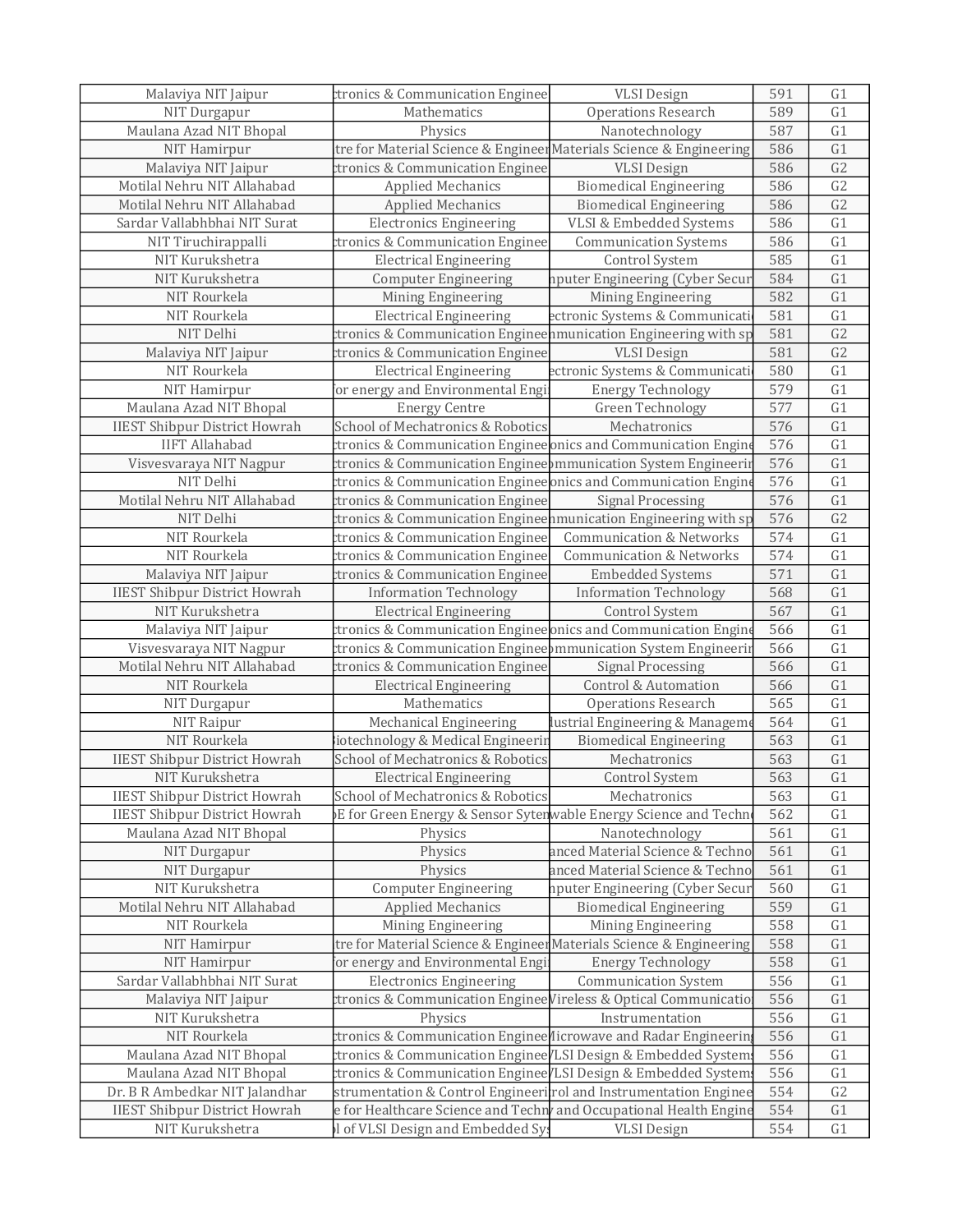| Malaviya NIT Jaipur | ctronics & Communication Enginee | VLSI Design | 591 | G1 |
|---|---|---|---|---|
| NIT Durgapur | Mathematics | Operations Research | 589 | G1 |
| Maulana Azad NIT Bhopal | Physics | Nanotechnology | 587 | G1 |
| NIT Hamirpur | tre for Material Science & Engineer | Materials Science & Engineering | 586 | G1 |
| Malaviya NIT Jaipur | ctronics & Communication Enginee | VLSI Design | 586 | G2 |
| Motilal Nehru NIT Allahabad | Applied Mechanics | Biomedical Engineering | 586 | G1 |
| Motilal Nehru NIT Allahabad | Applied Mechanics | Biomedical Engineering | 586 | G2 |
| Sardar Vallabhbhai NIT Surat | Electronics Engineering | VLSI & Embedded Systems | 586 | G1 |
| NIT Tiruchirappalli | ctronics & Communication Enginee | Communication Systems | 586 | G1 |
| NIT Kurukshetra | Electrical Engineering | Control System | 585 | G1 |
| NIT Kurukshetra | Computer Engineering | nputer Engineering (Cyber Secur | 584 | G1 |
| NIT Rourkela | Mining Engineering | Mining Engineering | 582 | G1 |
| NIT Rourkela | Electrical Engineering | ectronic Systems & Communicati | 581 | G1 |
| NIT Delhi | ctronics & Communication Enginee | nmunication Engineering with sp | 581 | G2 |
| Malaviya NIT Jaipur | ctronics & Communication Enginee | VLSI Design | 581 | G2 |
| NIT Rourkela | Electrical Engineering | ectronic Systems & Communicati | 580 | G1 |
| NIT Hamirpur | for energy and Environmental Engi | Energy Technology | 579 | G1 |
| Maulana Azad NIT Bhopal | Energy Centre | Green Technology | 577 | G1 |
| IIEST Shipbur District Howrah | School of Mechatronics & Robotics | Mechatronics | 576 | G1 |
| IIIT Allahabad | ctronics & Communication Enginee | onics and Communication Engine | 576 | G1 |
| Visvesvaraya NIT Nagpur | ctronics & Communication Enginee | ommunication System Engineerin | 576 | G1 |
| NIT Delhi | ctronics & Communication Enginee | onics and Communication Engine | 576 | G1 |
| Motilal Nehru NIT Allahabad | ctronics & Communication Enginee | Signal Processing | 576 | G1 |
| NIT Delhi | ctronics & Communication Enginee | nmunication Engineering with sp | 576 | G2 |
| NIT Rourkela | ctronics & Communication Enginee | Communication & Networks | 574 | G1 |
| NIT Rourkela | ctronics & Communication Enginee | Communication & Networks | 574 | G1 |
| Malaviya NIT Jaipur | ctronics & Communication Enginee | Embedded Systems | 571 | G1 |
| IIEST Shipbur District Howrah | Information Technology | Information Technology | 568 | G1 |
| NIT Kurukshetra | Electrical Engineering | Control System | 567 | G1 |
| Malaviya NIT Jaipur | ctronics & Communication Enginee | onics and Communication Engine | 566 | G1 |
| Visvesvaraya NIT Nagpur | ctronics & Communication Enginee | ommunication System Engineerin | 566 | G1 |
| Motilal Nehru NIT Allahabad | ctronics & Communication Enginee | Signal Processing | 566 | G1 |
| NIT Rourkela | Electrical Engineering | Control & Automation | 566 | G1 |
| NIT Durgapur | Mathematics | Operations Research | 565 | G1 |
| NIT Raipur | Mechanical Engineering | lustrial Engineering & Manageme | 564 | G1 |
| NIT Rourkela | iotechnology & Medical Engineerin | Biomedical Engineering | 563 | G1 |
| IIEST Shipbur District Howrah | School of Mechatronics & Robotics | Mechatronics | 563 | G1 |
| NIT Kurukshetra | Electrical Engineering | Control System | 563 | G1 |
| IIEST Shipbur District Howrah | School of Mechatronics & Robotics | Mechatronics | 563 | G1 |
| IIEST Shipbur District Howrah | oE for Green Energy & Sensor Syten | wable Energy Science and Techn | 562 | G1 |
| Maulana Azad NIT Bhopal | Physics | Nanotechnology | 561 | G1 |
| NIT Durgapur | Physics | anced Material Science & Techno | 561 | G1 |
| NIT Durgapur | Physics | anced Material Science & Techno | 561 | G1 |
| NIT Kurukshetra | Computer Engineering | nputer Engineering (Cyber Secur | 560 | G1 |
| Motilal Nehru NIT Allahabad | Applied Mechanics | Biomedical Engineering | 559 | G1 |
| NIT Rourkela | Mining Engineering | Mining Engineering | 558 | G1 |
| NIT Hamirpur | tre for Material Science & Engineer | Materials Science & Engineering | 558 | G1 |
| NIT Hamirpur | for energy and Environmental Engi | Energy Technology | 558 | G1 |
| Sardar Vallabhbhai NIT Surat | Electronics Engineering | Communication System | 556 | G1 |
| Malaviya NIT Jaipur | ctronics & Communication Enginee | Wireless & Optical Communicatio | 556 | G1 |
| NIT Kurukshetra | Physics | Instrumentation | 556 | G1 |
| NIT Rourkela | ctronics & Communication Enginee | Microwave and Radar Engineerin | 556 | G1 |
| Maulana Azad NIT Bhopal | ctronics & Communication Enginee | VLSI Design & Embedded System | 556 | G1 |
| Maulana Azad NIT Bhopal | ctronics & Communication Enginee | VLSI Design & Embedded System | 556 | G1 |
| Dr. B R Ambedkar NIT Jalandhar | strumentation & Control Engineeri | rol and Instrumentation Enginee | 554 | G2 |
| IIEST Shipbur District Howrah | e for Healthcare Science and Techn | and Occupational Health Engine | 554 | G1 |
| NIT Kurukshetra | l of VLSI Design and Embedded Sys | VLSI Design | 554 | G1 |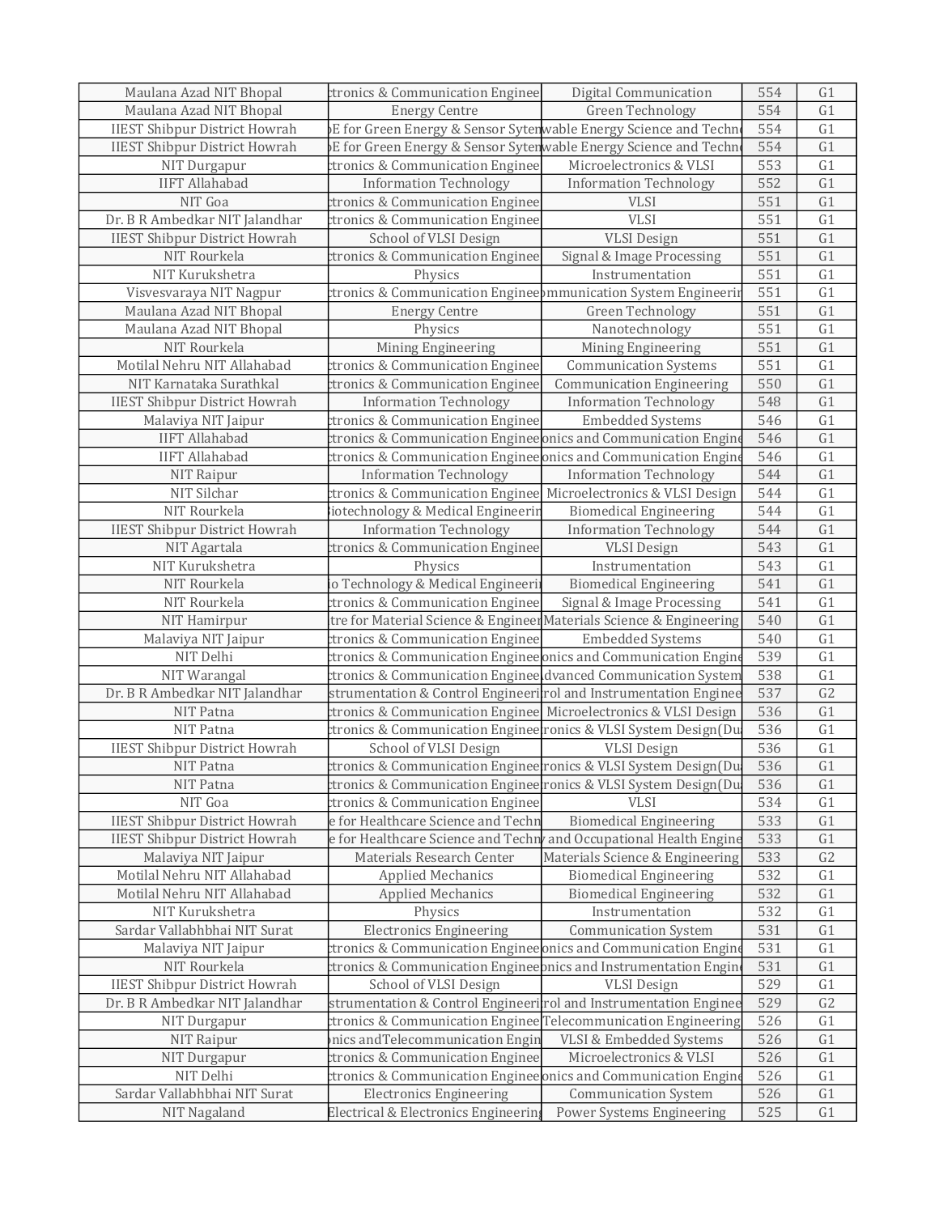| | | | | |
|---|---|---|---|---|
| Maulana Azad NIT Bhopal | ctronics & Communication Enginee | Digital Communication | 554 | G1 |
| Maulana Azad NIT Bhopal | Energy Centre | Green Technology | 554 | G1 |
| IIEST Shipbur District Howrah | E for Green Energy & Sensor Syten | wable Energy Science and Techn | 554 | G1 |
| IIEST Shipbur District Howrah | E for Green Energy & Sensor Syten | wable Energy Science and Techn | 554 | G1 |
| NIT Durgapur | ctronics & Communication Enginee | Microelectronics & VLSI | 553 | G1 |
| IIFT Allahabad | Information Technology | Information Technology | 552 | G1 |
| NIT Goa | ctronics & Communication Enginee | VLSI | 551 | G1 |
| Dr. B R Ambedkar NIT Jalandhar | ctronics & Communication Enginee | VLSI | 551 | G1 |
| IIEST Shipbur District Howrah | School of VLSI Design | VLSI Design | 551 | G1 |
| NIT Rourkela | ctronics & Communication Enginee | Signal & Image Processing | 551 | G1 |
| NIT Kurukshetra | Physics | Instrumentation | 551 | G1 |
| Visvesvaraya NIT Nagpur | ctronics & Communication Enginee | mmunication System Engineerin | 551 | G1 |
| Maulana Azad NIT Bhopal | Energy Centre | Green Technology | 551 | G1 |
| Maulana Azad NIT Bhopal | Physics | Nanotechnology | 551 | G1 |
| NIT Rourkela | Mining Engineering | Mining Engineering | 551 | G1 |
| Motilal Nehru NIT Allahabad | ctronics & Communication Enginee | Communication Systems | 551 | G1 |
| NIT Karnataka Surathkal | ctronics & Communication Enginee | Communication Engineering | 550 | G1 |
| IIEST Shipbur District Howrah | Information Technology | Information Technology | 548 | G1 |
| Malaviya NIT Jaipur | ctronics & Communication Enginee | Embedded Systems | 546 | G1 |
| IIFT Allahabad | ctronics & Communication Enginee | onics and Communication Engine | 546 | G1 |
| IIFT Allahabad | ctronics & Communication Enginee | onics and Communication Engine | 546 | G1 |
| NIT Raipur | Information Technology | Information Technology | 544 | G1 |
| NIT Silchar | ctronics & Communication Enginee | Microelectronics & VLSI Design | 544 | G1 |
| NIT Rourkela | iotechnology & Medical Engineerin | Biomedical Engineering | 544 | G1 |
| IIEST Shipbur District Howrah | Information Technology | Information Technology | 544 | G1 |
| NIT Agartala | ctronics & Communication Enginee | VLSI Design | 543 | G1 |
| NIT Kurukshetra | Physics | Instrumentation | 543 | G1 |
| NIT Rourkela | o Technology & Medical Engineeri | Biomedical Engineering | 541 | G1 |
| NIT Rourkela | ctronics & Communication Enginee | Signal & Image Processing | 541 | G1 |
| NIT Hamirpur | tre for Material Science & Engineer | Materials Science & Engineering | 540 | G1 |
| Malaviya NIT Jaipur | ctronics & Communication Enginee | Embedded Systems | 540 | G1 |
| NIT Delhi | ctronics & Communication Enginee | onics and Communication Engine | 539 | G1 |
| NIT Warangal | ctronics & Communication Enginee | dvanced Communication System | 538 | G1 |
| Dr. B R Ambedkar NIT Jalandhar | strumentation & Control Engineeri | rol and Instrumentation Enginee | 537 | G2 |
| NIT Patna | ctronics & Communication Enginee | Microelectronics & VLSI Design | 536 | G1 |
| NIT Patna | ctronics & Communication Enginee | ronics & VLSI System Design(Du | 536 | G1 |
| IIEST Shipbur District Howrah | School of VLSI Design | VLSI Design | 536 | G1 |
| NIT Patna | ctronics & Communication Enginee | ronics & VLSI System Design(Du | 536 | G1 |
| NIT Patna | ctronics & Communication Enginee | ronics & VLSI System Design(Du | 536 | G1 |
| NIT Goa | ctronics & Communication Enginee | VLSI | 534 | G1 |
| IIEST Shipbur District Howrah | e for Healthcare Science and Techn | Biomedical Engineering | 533 | G1 |
| IIEST Shipbur District Howrah | e for Healthcare Science and Techn | and Occupational Health Engine | 533 | G1 |
| Malaviya NIT Jaipur | Materials Research Center | Materials Science & Engineering | 533 | G2 |
| Motilal Nehru NIT Allahabad | Applied Mechanics | Biomedical Engineering | 532 | G1 |
| Motilal Nehru NIT Allahabad | Applied Mechanics | Biomedical Engineering | 532 | G1 |
| NIT Kurukshetra | Physics | Instrumentation | 532 | G1 |
| Sardar Vallabhbhai NIT Surat | Electronics Engineering | Communication System | 531 | G1 |
| Malaviya NIT Jaipur | ctronics & Communication Enginee | onics and Communication Engine | 531 | G1 |
| NIT Rourkela | ctronics & Communication Enginee | onics and Instrumentation Engin | 531 | G1 |
| IIEST Shipbur District Howrah | School of VLSI Design | VLSI Design | 529 | G1 |
| Dr. B R Ambedkar NIT Jalandhar | strumentation & Control Engineeri | rol and Instrumentation Enginee | 529 | G2 |
| NIT Durgapur | ctronics & Communication Enginee | Telecommunication Engineering | 526 | G1 |
| NIT Raipur | nics andTelecommunication Engin | VLSI & Embedded Systems | 526 | G1 |
| NIT Durgapur | ctronics & Communication Enginee | Microelectronics & VLSI | 526 | G1 |
| NIT Delhi | ctronics & Communication Enginee | onics and Communication Engine | 526 | G1 |
| Sardar Vallabhbhai NIT Surat | Electronics Engineering | Communication System | 526 | G1 |
| NIT Nagaland | Electrical & Electronics Engineerin | Power Systems Engineering | 525 | G1 |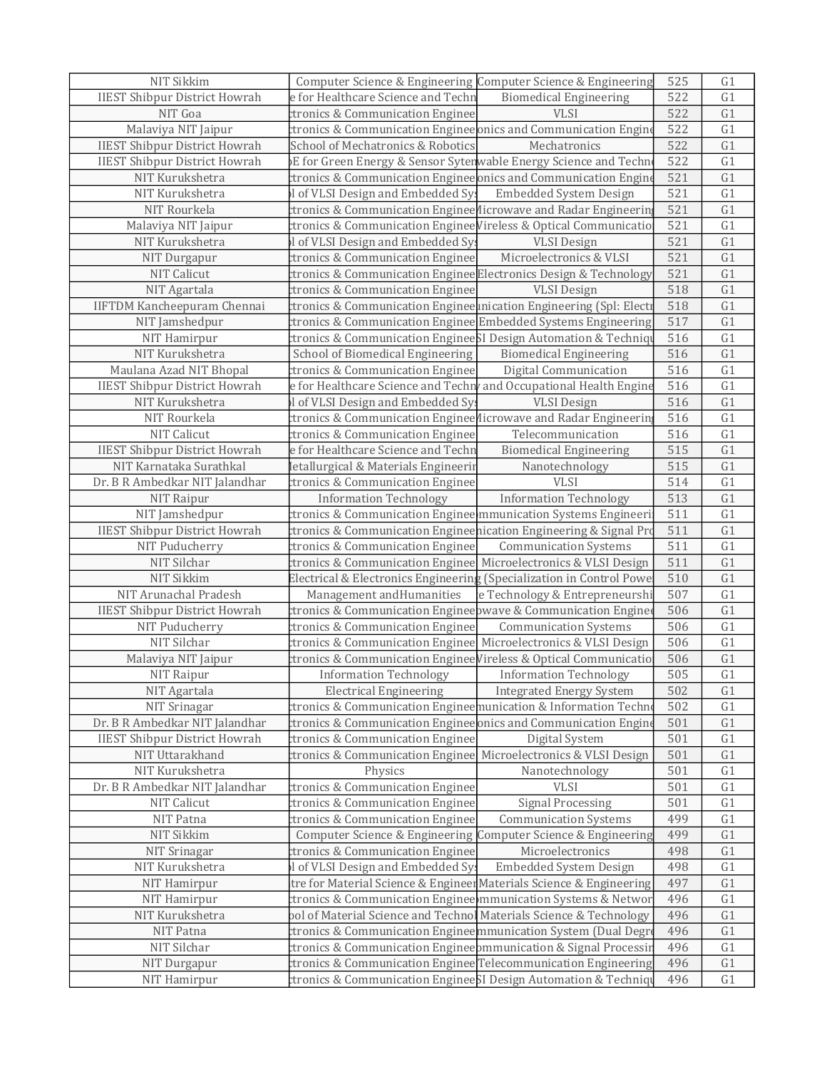| | | | | |
|---|---|---|---|---|
| NIT Sikkim | Computer Science & Engineering | Computer Science & Engineering | 525 | G1 |
| IIEST Shipbur District Howrah | e for Healthcare Science and Techn | Biomedical Engineering | 522 | G1 |
| NIT Goa | ctronics & Communication Enginee | VLSI | 522 | G1 |
| Malaviya NIT Jaipur | ctronics & Communication Enginee | onics and Communication Engine | 522 | G1 |
| IIEST Shipbur District Howrah | School of Mechatronics & Robotics | Mechatronics | 522 | G1 |
| IIEST Shipbur District Howrah | E for Green Energy & Sensor Syten | wable Energy Science and Techn | 522 | G1 |
| NIT Kurukshetra | ctronics & Communication Enginee | onics and Communication Engine | 521 | G1 |
| NIT Kurukshetra | l of VLSI Design and Embedded Sy | Embedded System Design | 521 | G1 |
| NIT Rourkela | ctronics & Communication Enginee | icrowave and Radar Engineerin | 521 | G1 |
| Malaviya NIT Jaipur | ctronics & Communication Enginee | Wireless & Optical Communicatio | 521 | G1 |
| NIT Kurukshetra | l of VLSI Design and Embedded Sy | VLSI Design | 521 | G1 |
| NIT Durgapur | ctronics & Communication Enginee | Microelectronics & VLSI | 521 | G1 |
| NIT Calicut | ctronics & Communication Enginee | Electronics Design & Technology | 521 | G1 |
| NIT Agartala | ctronics & Communication Enginee | VLSI Design | 518 | G1 |
| IIFTDM Kancheepuram Chennai | ctronics & Communication Enginee | nication Engineering (Spl: Electr | 518 | G1 |
| NIT Jamshedpur | ctronics & Communication Enginee | Embedded Systems Engineering | 517 | G1 |
| NIT Hamirpur | ctronics & Communication Enginee | SI Design Automation & Techniqu | 516 | G1 |
| NIT Kurukshetra | School of Biomedical Engineering | Biomedical Engineering | 516 | G1 |
| Maulana Azad NIT Bhopal | ctronics & Communication Enginee | Digital Communication | 516 | G1 |
| IIEST Shipbur District Howrah | e for Healthcare Science and Techn | and Occupational Health Engine | 516 | G1 |
| NIT Kurukshetra | l of VLSI Design and Embedded Sy | VLSI Design | 516 | G1 |
| NIT Rourkela | ctronics & Communication Enginee | icrowave and Radar Engineerin | 516 | G1 |
| NIT Calicut | ctronics & Communication Enginee | Telecommunication | 516 | G1 |
| IIEST Shipbur District Howrah | e for Healthcare Science and Techn | Biomedical Engineering | 515 | G1 |
| NIT Karnataka Surathkal | etallurgical & Materials Engineerin | Nanotechnology | 515 | G1 |
| Dr. B R Ambedkar NIT Jalandhar | ctronics & Communication Enginee | VLSI | 514 | G1 |
| NIT Raipur | Information Technology | Information Technology | 513 | G1 |
| NIT Jamshedpur | ctronics & Communication Enginee | mmunication Systems Engineeri | 511 | G1 |
| IIEST Shipbur District Howrah | ctronics & Communication Enginee | nication Engineering & Signal Pr | 511 | G1 |
| NIT Puducherry | ctronics & Communication Enginee | Communication Systems | 511 | G1 |
| NIT Silchar | ctronics & Communication Enginee | Microelectronics & VLSI Design | 511 | G1 |
| NIT Sikkim | Electrical & Electronics Engineering | (Specialization in Control Powe | 510 | G1 |
| NIT Arunachal Pradesh | Management andHumanities | e Technology & Entrepreneurshi | 507 | G1 |
| IIEST Shipbur District Howrah | ctronics & Communication Enginee | owave & Communication Engine | 506 | G1 |
| NIT Puducherry | ctronics & Communication Enginee | Communication Systems | 506 | G1 |
| NIT Silchar | ctronics & Communication Enginee | Microelectronics & VLSI Design | 506 | G1 |
| Malaviya NIT Jaipur | ctronics & Communication Enginee | Wireless & Optical Communicatio | 506 | G1 |
| NIT Raipur | Information Technology | Information Technology | 505 | G1 |
| NIT Agartala | Electrical Engineering | Integrated Energy System | 502 | G1 |
| NIT Srinagar | ctronics & Communication Enginee | munication & Information Techn | 502 | G1 |
| Dr. B R Ambedkar NIT Jalandhar | ctronics & Communication Enginee | onics and Communication Engine | 501 | G1 |
| IIEST Shipbur District Howrah | ctronics & Communication Enginee | Digital System | 501 | G1 |
| NIT Uttarakhand | ctronics & Communication Enginee | Microelectronics & VLSI Design | 501 | G1 |
| NIT Kurukshetra | Physics | Nanotechnology | 501 | G1 |
| Dr. B R Ambedkar NIT Jalandhar | ctronics & Communication Enginee | VLSI | 501 | G1 |
| NIT Calicut | ctronics & Communication Enginee | Signal Processing | 501 | G1 |
| NIT Patna | ctronics & Communication Enginee | Communication Systems | 499 | G1 |
| NIT Sikkim | Computer Science & Engineering | Computer Science & Engineering | 499 | G1 |
| NIT Srinagar | ctronics & Communication Enginee | Microelectronics | 498 | G1 |
| NIT Kurukshetra | l of VLSI Design and Embedded Sy | Embedded System Design | 498 | G1 |
| NIT Hamirpur | tre for Material Science & Engineer | Materials Science & Engineering | 497 | G1 |
| NIT Hamirpur | ctronics & Communication Enginee | mmunication Systems & Networ | 496 | G1 |
| NIT Kurukshetra | ool of Material Science and Technol | Materials Science & Technology | 496 | G1 |
| NIT Patna | ctronics & Communication Enginee | mmunication System (Dual Degr | 496 | G1 |
| NIT Silchar | ctronics & Communication Enginee | ommunication & Signal Processin | 496 | G1 |
| NIT Durgapur | ctronics & Communication Enginee | Telecommunication Engineering | 496 | G1 |
| NIT Hamirpur | ctronics & Communication Enginee | SI Design Automation & Techniqu | 496 | G1 |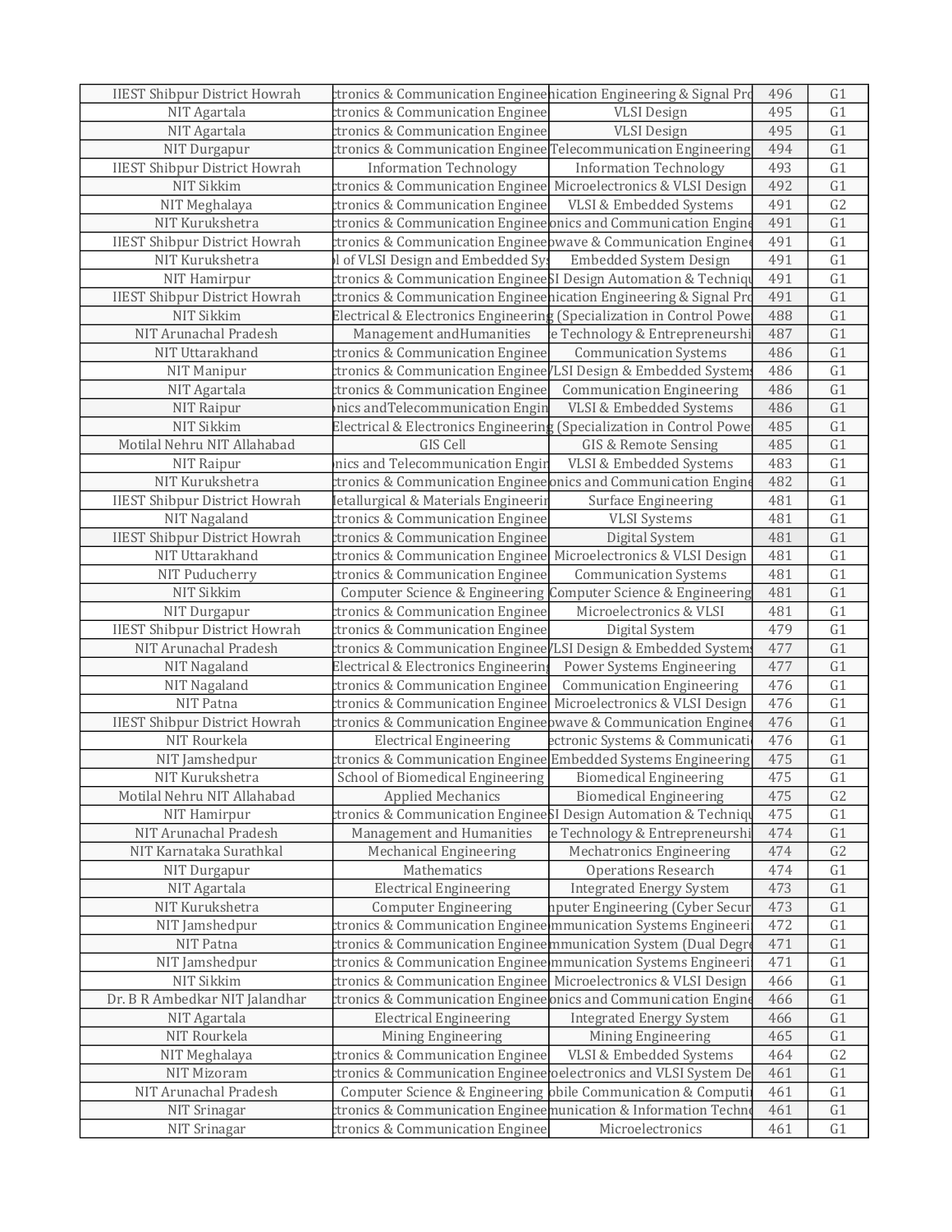| IIEST Shipbur District Howrah | ctronics & Communication Enginee | nication Engineering & Signal Pro | 496 | G1 |
|---|---|---|---|---|
| NIT Agartala | ctronics & Communication Enginee | VLSI Design | 495 | G1 |
| NIT Agartala | ctronics & Communication Enginee | VLSI Design | 495 | G1 |
| NIT Durgapur | ctronics & Communication Enginee | Telecommunication Engineering | 494 | G1 |
| IIEST Shipbur District Howrah | Information Technology | Information Technology | 493 | G1 |
| NIT Sikkim | ctronics & Communication Enginee | Microelectronics & VLSI Design | 492 | G1 |
| NIT Meghalaya | ctronics & Communication Enginee | VLSI & Embedded Systems | 491 | G2 |
| NIT Kurukshetra | ctronics & Communication Enginee | onics and Communication Engine | 491 | G1 |
| IIEST Shipbur District Howrah | ctronics & Communication Enginee | owave & Communication Enginee | 491 | G1 |
| NIT Kurukshetra | l of VLSI Design and Embedded Sys | Embedded System Design | 491 | G1 |
| NIT Hamirpur | ctronics & Communication Enginee | SI Design Automation & Techniqu | 491 | G1 |
| IIEST Shipbur District Howrah | ctronics & Communication Enginee | nication Engineering & Signal Pro | 491 | G1 |
| NIT Sikkim | Electrical & Electronics Engineering | (Specialization in Control Powe | 488 | G1 |
| NIT Arunachal Pradesh | Management andHumanities | e Technology & Entrepreneurshi | 487 | G1 |
| NIT Uttarakhand | ctronics & Communication Enginee | Communication Systems | 486 | G1 |
| NIT Manipur | ctronics & Communication Enginee | VLSI Design & Embedded System | 486 | G1 |
| NIT Agartala | ctronics & Communication Enginee | Communication Engineering | 486 | G1 |
| NIT Raipur | nics andTelecommunication Engin | VLSI & Embedded Systems | 486 | G1 |
| NIT Sikkim | Electrical & Electronics Engineering | (Specialization in Control Powe | 485 | G1 |
| Motilal Nehru NIT Allahabad | GIS Cell | GIS & Remote Sensing | 485 | G1 |
| NIT Raipur | nics and Telecommunication Engin | VLSI & Embedded Systems | 483 | G1 |
| NIT Kurukshetra | ctronics & Communication Enginee | onics and Communication Engine | 482 | G1 |
| IIEST Shipbur District Howrah | etallurgical & Materials Engineerin | Surface Engineering | 481 | G1 |
| NIT Nagaland | ctronics & Communication Enginee | VLSI Systems | 481 | G1 |
| IIEST Shipbur District Howrah | ctronics & Communication Enginee | Digital System | 481 | G1 |
| NIT Uttarakhand | ctronics & Communication Enginee | Microelectronics & VLSI Design | 481 | G1 |
| NIT Puducherry | ctronics & Communication Enginee | Communication Systems | 481 | G1 |
| NIT Sikkim | Computer Science & Engineering | Computer Science & Engineering | 481 | G1 |
| NIT Durgapur | ctronics & Communication Enginee | Microelectronics & VLSI | 481 | G1 |
| IIEST Shipbur District Howrah | ctronics & Communication Enginee | Digital System | 479 | G1 |
| NIT Arunachal Pradesh | ctronics & Communication Enginee | VLSI Design & Embedded System | 477 | G1 |
| NIT Nagaland | Electrical & Electronics Engineering | Power Systems Engineering | 477 | G1 |
| NIT Nagaland | ctronics & Communication Enginee | Communication Engineering | 476 | G1 |
| NIT Patna | ctronics & Communication Enginee | Microelectronics & VLSI Design | 476 | G1 |
| IIEST Shipbur District Howrah | ctronics & Communication Enginee | owave & Communication Enginee | 476 | G1 |
| NIT Rourkela | Electrical Engineering | ectronic Systems & Communicati | 476 | G1 |
| NIT Jamshedpur | ctronics & Communication Enginee | Embedded Systems Engineering | 475 | G1 |
| NIT Kurukshetra | School of Biomedical Engineering | Biomedical Engineering | 475 | G1 |
| Motilal Nehru NIT Allahabad | Applied Mechanics | Biomedical Engineering | 475 | G2 |
| NIT Hamirpur | ctronics & Communication Enginee | SI Design Automation & Techniqu | 475 | G1 |
| NIT Arunachal Pradesh | Management and Humanities | e Technology & Entrepreneurshi | 474 | G1 |
| NIT Karnataka Surathkal | Mechanical Engineering | Mechatronics Engineering | 474 | G2 |
| NIT Durgapur | Mathematics | Operations Research | 474 | G1 |
| NIT Agartala | Electrical Engineering | Integrated Energy System | 473 | G1 |
| NIT Kurukshetra | Computer Engineering | nputer Engineering (Cyber Secur | 473 | G1 |
| NIT Jamshedpur | ctronics & Communication Enginee | mmunication Systems Engineeri | 472 | G1 |
| NIT Patna | ctronics & Communication Enginee | mmunication System (Dual Degre | 471 | G1 |
| NIT Jamshedpur | ctronics & Communication Enginee | mmunication Systems Engineeri | 471 | G1 |
| NIT Sikkim | ctronics & Communication Enginee | Microelectronics & VLSI Design | 466 | G1 |
| Dr. B R Ambedkar NIT Jalandhar | ctronics & Communication Enginee | onics and Communication Engine | 466 | G1 |
| NIT Agartala | Electrical Engineering | Integrated Energy System | 466 | G1 |
| NIT Rourkela | Mining Engineering | Mining Engineering | 465 | G1 |
| NIT Meghalaya | ctronics & Communication Enginee | VLSI & Embedded Systems | 464 | G2 |
| NIT Mizoram | ctronics & Communication Enginee | oelectronics and VLSI System De | 461 | G1 |
| NIT Arunachal Pradesh | Computer Science & Engineering | obile Communication & Computi | 461 | G1 |
| NIT Srinagar | ctronics & Communication Enginee | munication & Information Techno | 461 | G1 |
| NIT Srinagar | ctronics & Communication Enginee | Microelectronics | 461 | G1 |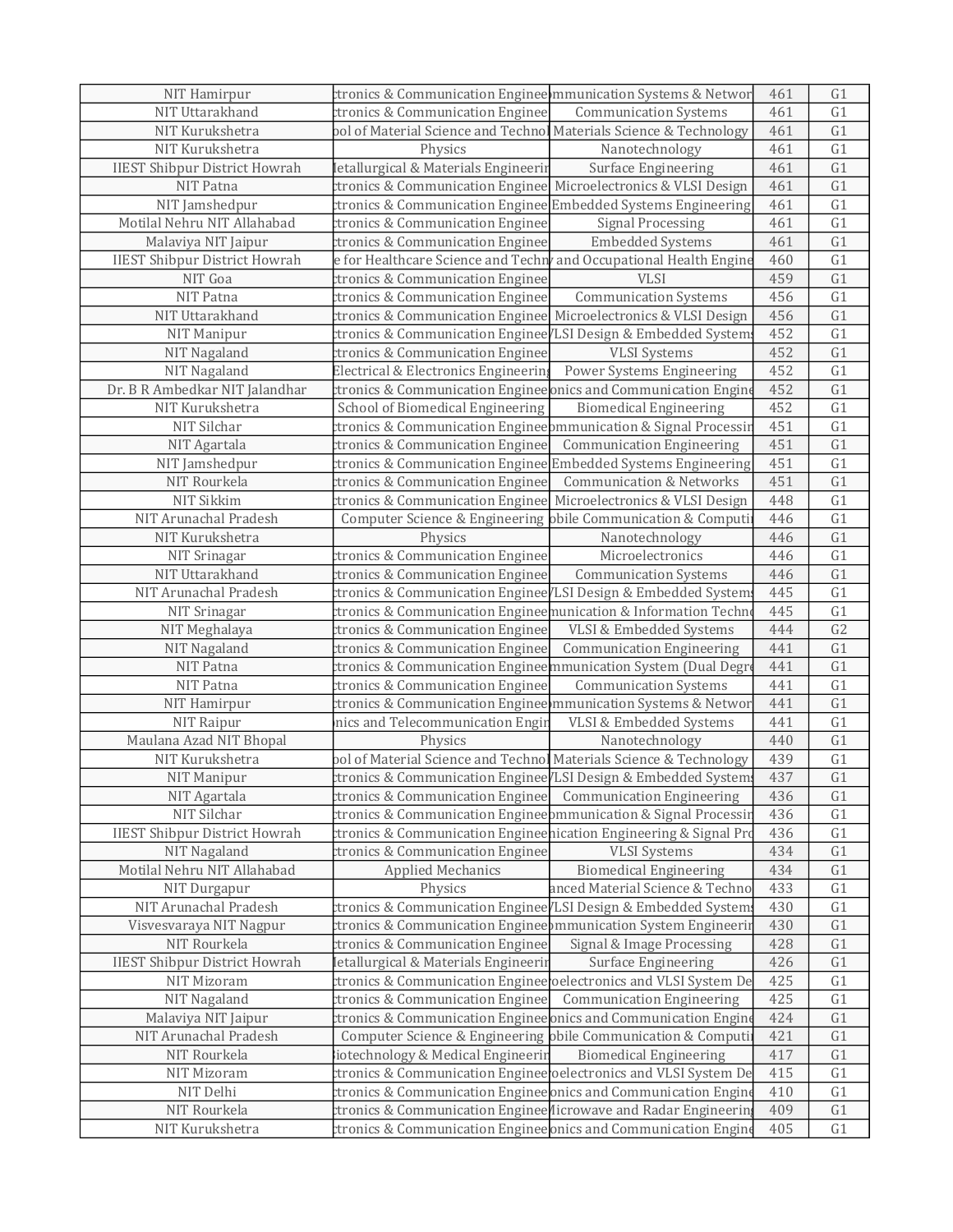| | | | | |
|---|---|---|---|---|
| NIT Hamirpur | ctronics & Communication Enginee | mmunication Systems & Networ | 461 | G1 |
| NIT Uttarakhand | ctronics & Communication Enginee | Communication Systems | 461 | G1 |
| NIT Kurukshetra | ool of Material Science and Technol | Materials Science & Technology | 461 | G1 |
| NIT Kurukshetra | Physics | Nanotechnology | 461 | G1 |
| IIEST Shibpur District Howrah | Metallurgical & Materials Engineerir | Surface Engineering | 461 | G1 |
| NIT Patna | ctronics & Communication Enginee | Microelectronics & VLSI Design | 461 | G1 |
| NIT Jamshedpur | ctronics & Communication Enginee | Embedded Systems Engineering | 461 | G1 |
| Motilal Nehru NIT Allahabad | ctronics & Communication Enginee | Signal Processing | 461 | G1 |
| Malaviya NIT Jaipur | ctronics & Communication Enginee | Embedded Systems | 461 | G1 |
| IIEST Shibpur District Howrah | e for Healthcare Science and Techn | and Occupational Health Engine | 460 | G1 |
| NIT Goa | ctronics & Communication Enginee | VLSI | 459 | G1 |
| NIT Patna | ctronics & Communication Enginee | Communication Systems | 456 | G1 |
| NIT Uttarakhand | ctronics & Communication Enginee | Microelectronics & VLSI Design | 456 | G1 |
| NIT Manipur | ctronics & Communication Enginee | VLSI Design & Embedded System | 452 | G1 |
| NIT Nagaland | ctronics & Communication Enginee | VLSI Systems | 452 | G1 |
| NIT Nagaland | Electrical & Electronics Engineering | Power Systems Engineering | 452 | G1 |
| Dr. B R Ambedkar NIT Jalandhar | ctronics & Communication Enginee | onics and Communication Engine | 452 | G1 |
| NIT Kurukshetra | School of Biomedical Engineering | Biomedical Engineering | 452 | G1 |
| NIT Silchar | ctronics & Communication Enginee | ommunication & Signal Processin | 451 | G1 |
| NIT Agartala | ctronics & Communication Enginee | Communication Engineering | 451 | G1 |
| NIT Jamshedpur | ctronics & Communication Enginee | Embedded Systems Engineering | 451 | G1 |
| NIT Rourkela | ctronics & Communication Enginee | Communication & Networks | 451 | G1 |
| NIT Sikkim | ctronics & Communication Enginee | Microelectronics & VLSI Design | 448 | G1 |
| NIT Arunachal Pradesh | Computer Science & Engineering | obile Communication & Computi | 446 | G1 |
| NIT Kurukshetra | Physics | Nanotechnology | 446 | G1 |
| NIT Srinagar | ctronics & Communication Enginee | Microelectronics | 446 | G1 |
| NIT Uttarakhand | ctronics & Communication Enginee | Communication Systems | 446 | G1 |
| NIT Arunachal Pradesh | ctronics & Communication Enginee | VLSI Design & Embedded System | 445 | G1 |
| NIT Srinagar | ctronics & Communication Enginee | munication & Information Techn | 445 | G1 |
| NIT Meghalaya | ctronics & Communication Enginee | VLSI & Embedded Systems | 444 | G2 |
| NIT Nagaland | ctronics & Communication Enginee | Communication Engineering | 441 | G1 |
| NIT Patna | ctronics & Communication Enginee | mmunication System (Dual Degre | 441 | G1 |
| NIT Patna | ctronics & Communication Enginee | Communication Systems | 441 | G1 |
| NIT Hamirpur | ctronics & Communication Enginee | mmunication Systems & Networ | 441 | G1 |
| NIT Raipur | nics and Telecommunication Engir | VLSI & Embedded Systems | 441 | G1 |
| Maulana Azad NIT Bhopal | Physics | Nanotechnology | 440 | G1 |
| NIT Kurukshetra | ool of Material Science and Technol | Materials Science & Technology | 439 | G1 |
| NIT Manipur | ctronics & Communication Enginee | VLSI Design & Embedded System | 437 | G1 |
| NIT Agartala | ctronics & Communication Enginee | Communication Engineering | 436 | G1 |
| NIT Silchar | ctronics & Communication Enginee | ommunication & Signal Processin | 436 | G1 |
| IIEST Shibpur District Howrah | ctronics & Communication Enginee | nication Engineering & Signal Pro | 436 | G1 |
| NIT Nagaland | ctronics & Communication Enginee | VLSI Systems | 434 | G1 |
| Motilal Nehru NIT Allahabad | Applied Mechanics | Biomedical Engineering | 434 | G1 |
| NIT Durgapur | Physics | anced Material Science & Techno | 433 | G1 |
| NIT Arunachal Pradesh | ctronics & Communication Enginee | VLSI Design & Embedded System | 430 | G1 |
| Visvesvaraya NIT Nagpur | ctronics & Communication Enginee | ommunication System Engineerin | 430 | G1 |
| NIT Rourkela | ctronics & Communication Enginee | Signal & Image Processing | 428 | G1 |
| IIEST Shibpur District Howrah | Metallurgical & Materials Engineerir | Surface Engineering | 426 | G1 |
| NIT Mizoram | ctronics & Communication Enginee | oelectronics and VLSI System De | 425 | G1 |
| NIT Nagaland | ctronics & Communication Enginee | Communication Engineering | 425 | G1 |
| Malaviya NIT Jaipur | ctronics & Communication Enginee | onics and Communication Engine | 424 | G1 |
| NIT Arunachal Pradesh | Computer Science & Engineering | obile Communication & Computi | 421 | G1 |
| NIT Rourkela | iotechnology & Medical Engineerin | Biomedical Engineering | 417 | G1 |
| NIT Mizoram | ctronics & Communication Enginee | oelectronics and VLSI System De | 415 | G1 |
| NIT Delhi | ctronics & Communication Enginee | onics and Communication Engine | 410 | G1 |
| NIT Rourkela | ctronics & Communication Enginee | Microwave and Radar Engineering | 409 | G1 |
| NIT Kurukshetra | ctronics & Communication Enginee | onics and Communication Engine | 405 | G1 |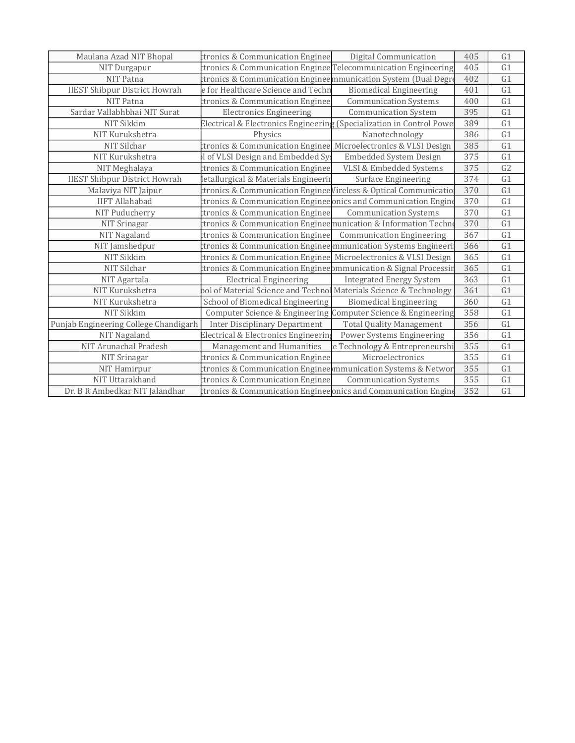| | | | | |
|---|---|---|---|---|
| Maulana Azad NIT Bhopal | ctronics & Communication Enginee | Digital Communication | 405 | G1 |
| NIT Durgapur | ctronics & Communication Enginee | Telecommunication Engineering | 405 | G1 |
| NIT Patna | ctronics & Communication Enginee | mmunication System (Dual Degre | 402 | G1 |
| IIEST Shibpur District Howrah | e for Healthcare Science and Techn | Biomedical Engineering | 401 | G1 |
| NIT Patna | ctronics & Communication Enginee | Communication Systems | 400 | G1 |
| Sardar Vallabhbhai NIT Surat | Electronics Engineering | Communication System | 395 | G1 |
| NIT Sikkim | Electrical & Electronics Engineering | (Specialization in Control Powe | 389 | G1 |
| NIT Kurukshetra | Physics | Nanotechnology | 386 | G1 |
| NIT Silchar | ctronics & Communication Enginee | Microelectronics & VLSI Design | 385 | G1 |
| NIT Kurukshetra | l of VLSI Design and Embedded Sys | Embedded System Design | 375 | G1 |
| NIT Meghalaya | ctronics & Communication Enginee | VLSI & Embedded Systems | 375 | G2 |
| IIEST Shibpur District Howrah | Metallurgical & Materials Engineerin | Surface Engineering | 374 | G1 |
| Malaviya NIT Jaipur | ctronics & Communication Enginee | Wireless & Optical Communicatio | 370 | G1 |
| IIFT Allahabad | ctronics & Communication Enginee | onics and Communication Engine | 370 | G1 |
| NIT Puducherry | ctronics & Communication Enginee | Communication Systems | 370 | G1 |
| NIT Srinagar | ctronics & Communication Enginee | munication & Information Techno | 370 | G1 |
| NIT Nagaland | ctronics & Communication Enginee | Communication Engineering | 367 | G1 |
| NIT Jamshedpur | ctronics & Communication Enginee | mmunication Systems Engineeri | 366 | G1 |
| NIT Sikkim | ctronics & Communication Enginee | Microelectronics & VLSI Design | 365 | G1 |
| NIT Silchar | ctronics & Communication Enginee | ommunication & Signal Processin | 365 | G1 |
| NIT Agartala | Electrical Engineering | Integrated Energy System | 363 | G1 |
| NIT Kurukshetra | ool of Material Science and Technol | Materials Science & Technology | 361 | G1 |
| NIT Kurukshetra | School of Biomedical Engineering | Biomedical Engineering | 360 | G1 |
| NIT Sikkim | Computer Science & Engineering | Computer Science & Engineering | 358 | G1 |
| Punjab Engineering College Chandigarh | Inter Disciplinary Department | Total Quality Management | 356 | G1 |
| NIT Nagaland | Electrical & Electronics Engineering | Power Systems Engineering | 356 | G1 |
| NIT Arunachal Pradesh | Management and Humanities | e Technology & Entrepreneurshi | 355 | G1 |
| NIT Srinagar | ctronics & Communication Enginee | Microelectronics | 355 | G1 |
| NIT Hamirpur | ctronics & Communication Enginee | mmunication Systems & Networ | 355 | G1 |
| NIT Uttarakhand | ctronics & Communication Enginee | Communication Systems | 355 | G1 |
| Dr. B R Ambedkar NIT Jalandhar | ctronics & Communication Enginee | onics and Communication Engine | 352 | G1 |